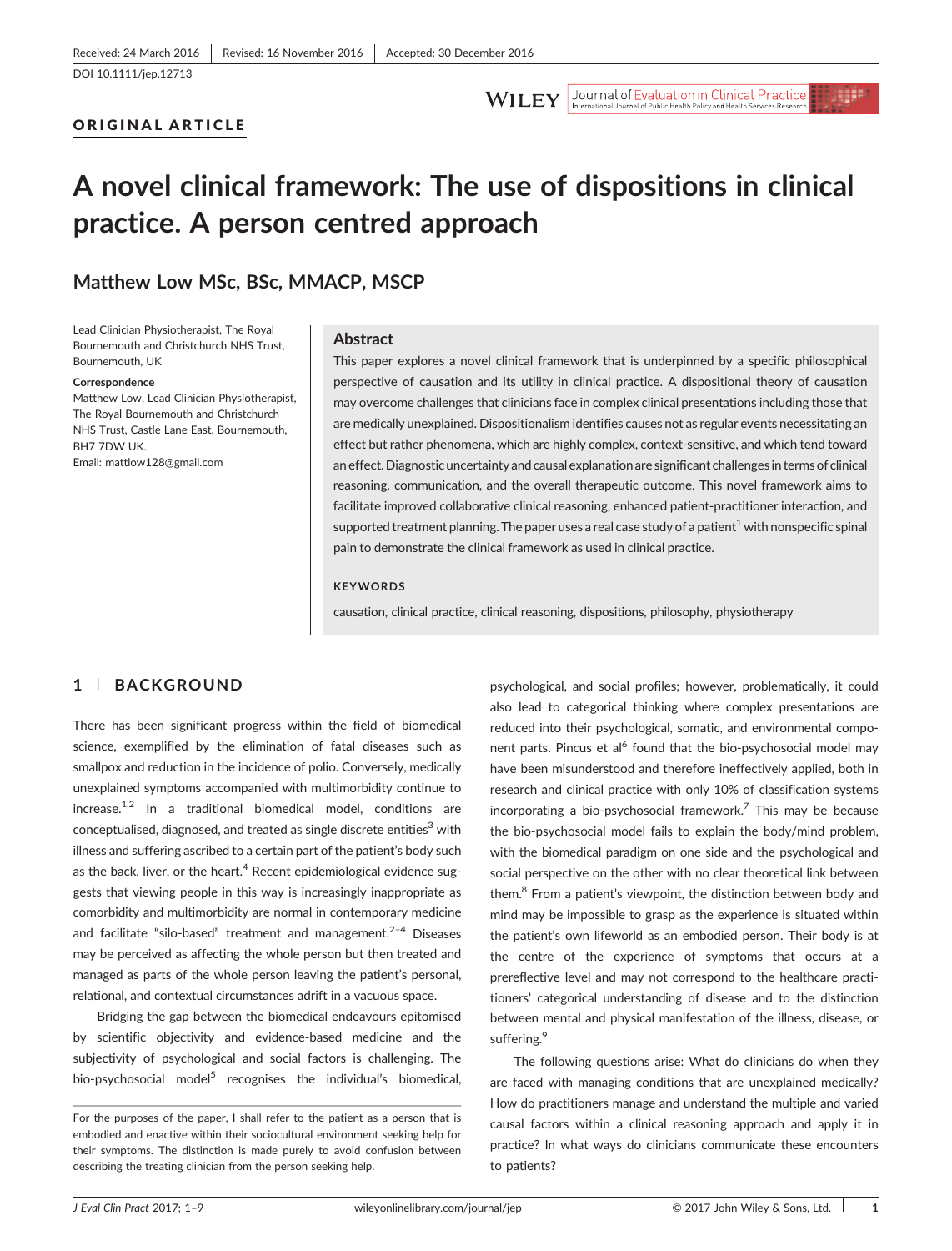Received: 24 March 2016 | Revised: 16 November 2016 | Accepted: 30 December 2016

DOI 10.1111/jep.12713

ORIGINAL ARTICLE

# A novel clinical framework: The use of dispositions in clinical practice. A person centred approach

**Matthew Low MSc, BSc, MMACP, MSCP**

Lead Clinician Physiotherapist, The Royal Bournemouth and Christchurch NHS Trust, Bournemouth, UK

**Correspondence**
Matthew Low, Lead Clinician Physiotherapist, The Royal Bournemouth and Christchurch NHS Trust, Castle Lane East, Bournemouth, BH7 7DW UK.
Email: mattlow128@gmail.com

## Abstract

This paper explores a novel clinical framework that is underpinned by a specific philosophical perspective of causation and its utility in clinical practice. A dispositional theory of causation may overcome challenges that clinicians face in complex clinical presentations including those that are medically unexplained. Dispositionalism identifies causes not as regular events necessitating an effect but rather phenomena, which are highly complex, context-sensitive, and which tend toward an effect. Diagnostic uncertainty and causal explanation are significant challenges in terms of clinical reasoning, communication, and the overall therapeutic outcome. This novel framework aims to facilitate improved collaborative clinical reasoning, enhanced patient-practitioner interaction, and supported treatment planning. The paper uses a real case study of a patient[1] with nonspecific spinal pain to demonstrate the clinical framework as used in clinical practice.

**KEYWORDS**

causation, clinical practice, clinical reasoning, dispositions, philosophy, physiotherapy

## 1 | BACKGROUND

There has been significant progress within the field of biomedical science, exemplified by the elimination of fatal diseases such as smallpox and reduction in the incidence of polio. Conversely, medically unexplained symptoms accompanied with multimorbidity continue to increase.[1,2] In a traditional biomedical model, conditions are conceptualised, diagnosed, and treated as single discrete entities[3] with illness and suffering ascribed to a certain part of the patient's body such as the back, liver, or the heart.[4] Recent epidemiological evidence suggests that viewing people in this way is increasingly inappropriate as comorbidity and multimorbidity are normal in contemporary medicine and facilitate "silo-based" treatment and management.[2–4] Diseases may be perceived as affecting the whole person but then treated and managed as parts of the whole person leaving the patient's personal, relational, and contextual circumstances adrift in a vacuous space.

Bridging the gap between the biomedical endeavours epitomised by scientific objectivity and evidence-based medicine and the subjectivity of psychological and social factors is challenging. The bio-psychosocial model[5] recognises the individual's biomedical, psychological, and social profiles; however, problematically, it could also lead to categorical thinking where complex presentations are reduced into their psychological, somatic, and environmental component parts. Pincus et al[6] found that the bio-psychosocial model may have been misunderstood and therefore ineffectively applied, both in research and clinical practice with only 10% of classification systems incorporating a bio-psychosocial framework.[7] This may be because the bio-psychosocial model fails to explain the body/mind problem, with the biomedical paradigm on one side and the psychological and social perspective on the other with no clear theoretical link between them.[8] From a patient's viewpoint, the distinction between body and mind may be impossible to grasp as the experience is situated within the patient's own lifeworld as an embodied person. Their body is at the centre of the experience of symptoms that occurs at a prereflective level and may not correspond to the healthcare practitioners' categorical understanding of disease and to the distinction between mental and physical manifestation of the illness, disease, or suffering.[9]

The following questions arise: What do clinicians do when they are faced with managing conditions that are unexplained medically? How do practitioners manage and understand the multiple and varied causal factors within a clinical reasoning approach and apply it in practice? In what ways do clinicians communicate these encounters to patients?

[1] For the purposes of the paper, I shall refer to the patient as a person that is embodied and enactive within their sociocultural environment seeking help for their symptoms. The distinction is made purely to avoid confusion between describing the treating clinician from the person seeking help.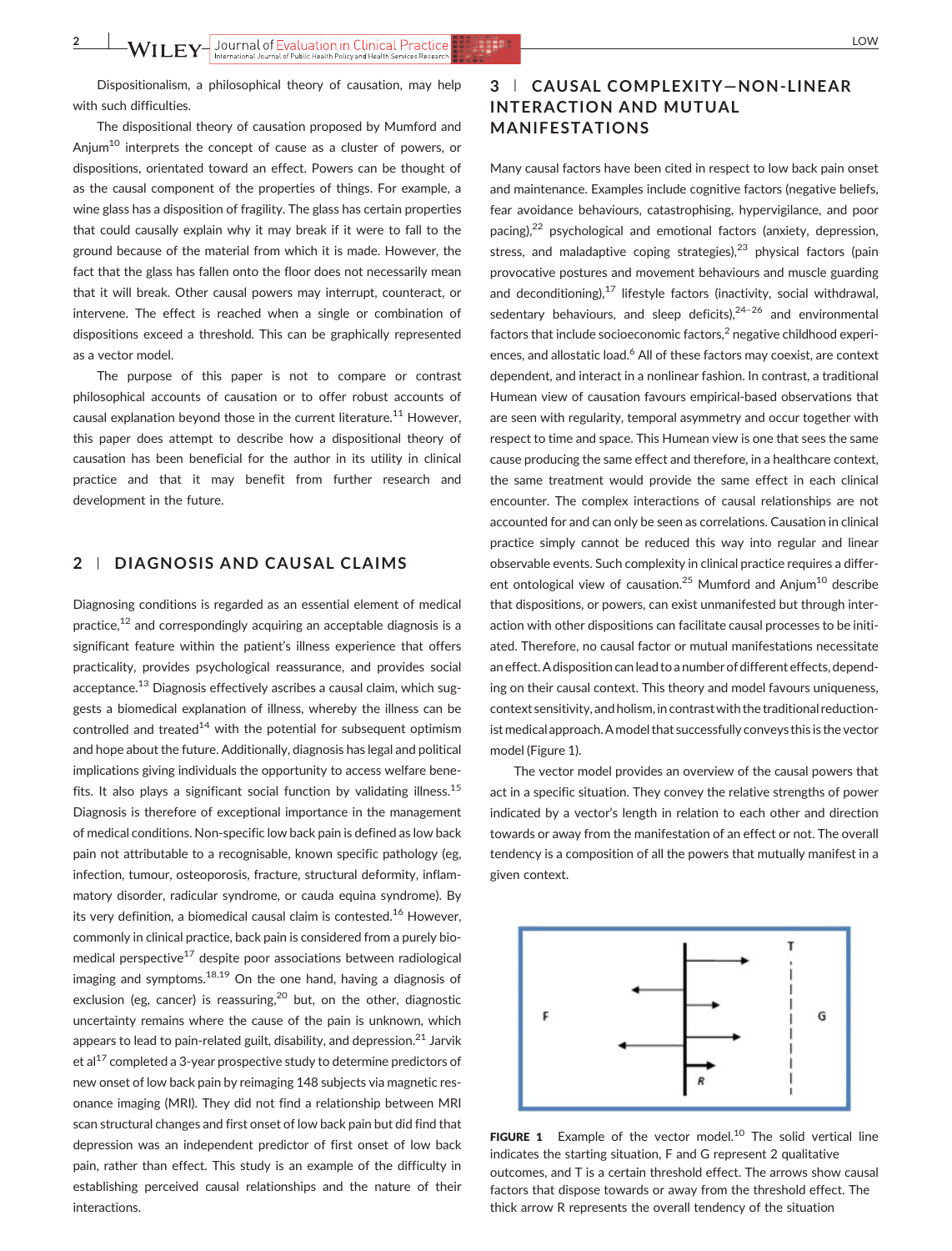Dispositionalism, a philosophical theory of causation, may help with such difficulties.

The dispositional theory of causation proposed by Mumford and Anjum[10] interprets the concept of cause as a cluster of powers, or dispositions, orientated toward an effect. Powers can be thought of as the causal component of the properties of things. For example, a wine glass has a disposition of fragility. The glass has certain properties that could causally explain why it may break if it were to fall to the ground because of the material from which it is made. However, the fact that the glass has fallen onto the floor does not necessarily mean that it will break. Other causal powers may interrupt, counteract, or intervene. The effect is reached when a single or combination of dispositions exceed a threshold. This can be graphically represented as a vector model.

The purpose of this paper is not to compare or contrast philosophical accounts of causation or to offer robust accounts of causal explanation beyond those in the current literature.[11] However, this paper does attempt to describe how a dispositional theory of causation has been beneficial for the author in its utility in clinical practice and that it may benefit from further research and development in the future.

## 2 | DIAGNOSIS AND CAUSAL CLAIMS

Diagnosing conditions is regarded as an essential element of medical practice,[12] and correspondingly acquiring an acceptable diagnosis is a significant feature within the patient's illness experience that offers practicality, provides psychological reassurance, and provides social acceptance.[13] Diagnosis effectively ascribes a causal claim, which suggests a biomedical explanation of illness, whereby the illness can be controlled and treated[14] with the potential for subsequent optimism and hope about the future. Additionally, diagnosis has legal and political implications giving individuals the opportunity to access welfare benefits. It also plays a significant social function by validating illness.[15] Diagnosis is therefore of exceptional importance in the management of medical conditions. Non-specific low back pain is defined as low back pain not attributable to a recognisable, known specific pathology (eg, infection, tumour, osteoporosis, fracture, structural deformity, inflammatory disorder, radicular syndrome, or cauda equina syndrome). By its very definition, a biomedical causal claim is contested.[16] However, commonly in clinical practice, back pain is considered from a purely biomedical perspective[17] despite poor associations between radiological imaging and symptoms.[18,19] On the one hand, having a diagnosis of exclusion (eg, cancer) is reassuring,[20] but, on the other, diagnostic uncertainty remains where the cause of the pain is unknown, which appears to lead to pain-related guilt, disability, and depression.[21] Jarvik et al[17] completed a 3-year prospective study to determine predictors of new onset of low back pain by reimaging 148 subjects via magnetic resonance imaging (MRI). They did not find a relationship between MRI scan structural changes and first onset of low back pain but did find that depression was an independent predictor of first onset of low back pain, rather than effect. This study is an example of the difficulty in establishing perceived causal relationships and the nature of their interactions.

## 3 | CAUSAL COMPLEXITY—NON-LINEAR INTERACTION AND MUTUAL MANIFESTATIONS

Many causal factors have been cited in respect to low back pain onset and maintenance. Examples include cognitive factors (negative beliefs, fear avoidance behaviours, catastrophising, hypervigilance, and poor pacing),[22] psychological and emotional factors (anxiety, depression, stress, and maladaptive coping strategies),[23] physical factors (pain provocative postures and movement behaviours and muscle guarding and deconditioning),[17] lifestyle factors (inactivity, social withdrawal, sedentary behaviours, and sleep deficits),[24–26] and environmental factors that include socioeconomic factors,[2] negative childhood experiences, and allostatic load.[6] All of these factors may coexist, are context dependent, and interact in a nonlinear fashion. In contrast, a traditional Humean view of causation favours empirical-based observations that are seen with regularity, temporal asymmetry and occur together with respect to time and space. This Humean view is one that sees the same cause producing the same effect and therefore, in a healthcare context, the same treatment would provide the same effect in each clinical encounter. The complex interactions of causal relationships are not accounted for and can only be seen as correlations. Causation in clinical practice simply cannot be reduced this way into regular and linear observable events. Such complexity in clinical practice requires a different ontological view of causation.[25] Mumford and Anjum[10] describe that dispositions, or powers, can exist unmanifested but through interaction with other dispositions can facilitate causal processes to be initiated. Therefore, no causal factor or mutual manifestations necessitate an effect. A disposition can lead to a number of different effects, depending on their causal context. This theory and model favours uniqueness, context sensitivity, and holism, in contrast with the traditional reductionist medical approach. A model that successfully conveys this is the vector model (Figure 1).

The vector model provides an overview of the causal powers that act in a specific situation. They convey the relative strengths of power indicated by a vector's length in relation to each other and direction towards or away from the manifestation of an effect or not. The overall tendency is a composition of all the powers that mutually manifest in a given context.

**FIGURE 1** Example of the vector model.[10] The solid vertical line indicates the starting situation, F and G represent 2 qualitative outcomes, and T is a certain threshold effect. The arrows show causal factors that dispose towards or away from the threshold effect. The thick arrow R represents the overall tendency of the situation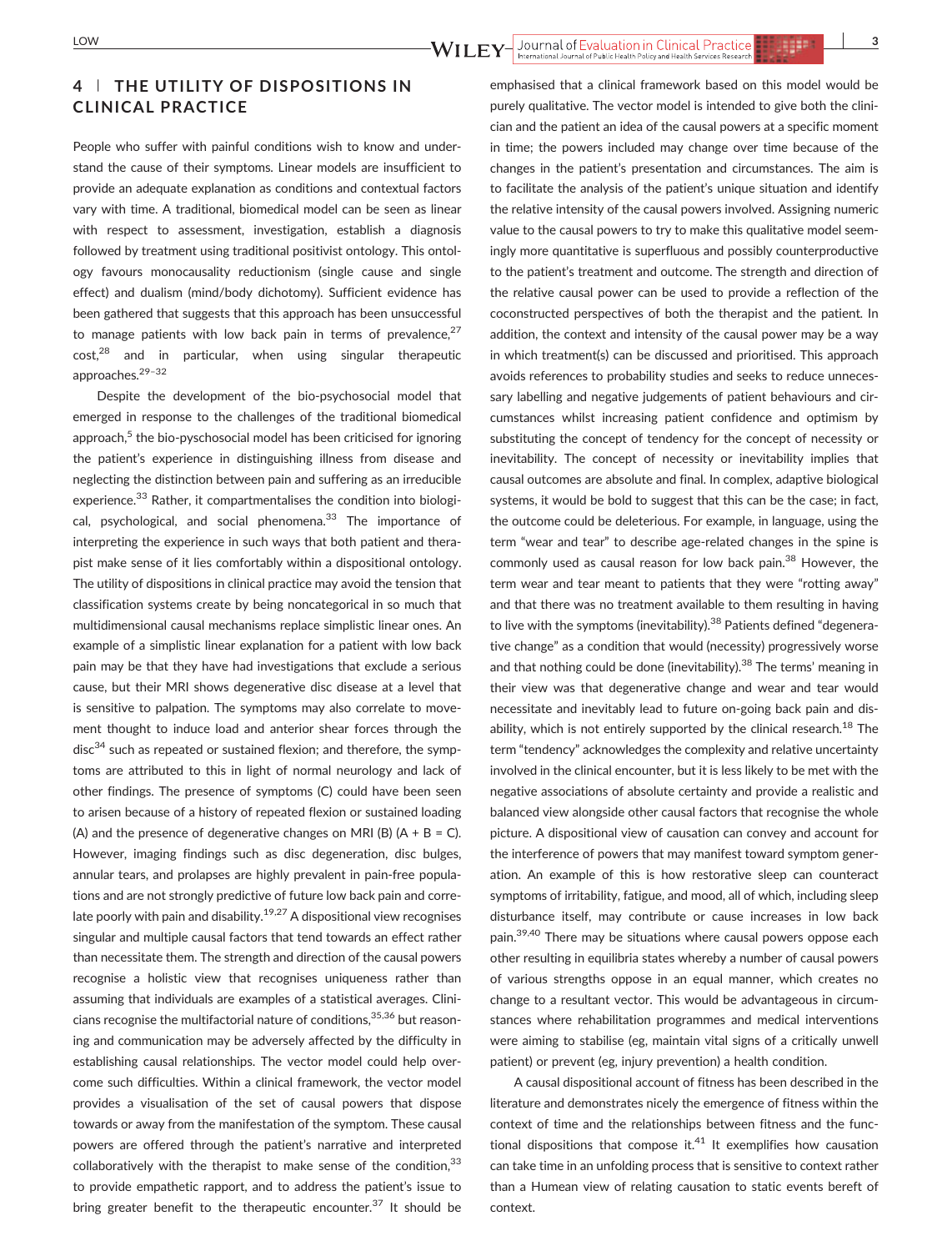## 4 | THE UTILITY OF DISPOSITIONS IN CLINICAL PRACTICE

People who suffer with painful conditions wish to know and understand the cause of their symptoms. Linear models are insufficient to provide an adequate explanation as conditions and contextual factors vary with time. A traditional, biomedical model can be seen as linear with respect to assessment, investigation, establish a diagnosis followed by treatment using traditional positivist ontology. This ontology favours monocausality reductionism (single cause and single effect) and dualism (mind/body dichotomy). Sufficient evidence has been gathered that suggests that this approach has been unsuccessful to manage patients with low back pain in terms of prevalence,[27] cost,[28] and in particular, when using singular therapeutic approaches.[29–32]

Despite the development of the bio-psychosocial model that emerged in response to the challenges of the traditional biomedical approach,[5] the bio-pyschosocial model has been criticised for ignoring the patient's experience in distinguishing illness from disease and neglecting the distinction between pain and suffering as an irreducible experience.[33] Rather, it compartmentalises the condition into biological, psychological, and social phenomena.[33] The importance of interpreting the experience in such ways that both patient and therapist make sense of it lies comfortably within a dispositional ontology. The utility of dispositions in clinical practice may avoid the tension that classification systems create by being noncategorical in so much that multidimensional causal mechanisms replace simplistic linear ones. An example of a simplistic linear explanation for a patient with low back pain may be that they have had investigations that exclude a serious cause, but their MRI shows degenerative disc disease at a level that is sensitive to palpation. The symptoms may also correlate to movement thought to induce load and anterior shear forces through the disc[34] such as repeated or sustained flexion; and therefore, the symptoms are attributed to this in light of normal neurology and lack of other findings. The presence of symptoms (C) could have been seen to arisen because of a history of repeated flexion or sustained loading (A) and the presence of degenerative changes on MRI (B) (A + B = C). However, imaging findings such as disc degeneration, disc bulges, annular tears, and prolapses are highly prevalent in pain-free populations and are not strongly predictive of future low back pain and correlate poorly with pain and disability.[19,27] A dispositional view recognises singular and multiple causal factors that tend towards an effect rather than necessitate them. The strength and direction of the causal powers recognise a holistic view that recognises uniqueness rather than assuming that individuals are examples of a statistical averages. Clinicians recognise the multifactorial nature of conditions,[35,36] but reasoning and communication may be adversely affected by the difficulty in establishing causal relationships. The vector model could help overcome such difficulties. Within a clinical framework, the vector model provides a visualisation of the set of causal powers that dispose towards or away from the manifestation of the symptom. These causal powers are offered through the patient's narrative and interpreted collaboratively with the therapist to make sense of the condition,[33] to provide empathetic rapport, and to address the patient's issue to bring greater benefit to the therapeutic encounter.[37] It should be emphasised that a clinical framework based on this model would be purely qualitative. The vector model is intended to give both the clinician and the patient an idea of the causal powers at a specific moment in time; the powers included may change over time because of the changes in the patient's presentation and circumstances. The aim is to facilitate the analysis of the patient's unique situation and identify the relative intensity of the causal powers involved. Assigning numeric value to the causal powers to try to make this qualitative model seemingly more quantitative is superfluous and possibly counterproductive to the patient's treatment and outcome. The strength and direction of the relative causal power can be used to provide a reflection of the coconstructed perspectives of both the therapist and the patient. In addition, the context and intensity of the causal power may be a way in which treatment(s) can be discussed and prioritised. This approach avoids references to probability studies and seeks to reduce unnecessary labelling and negative judgements of patient behaviours and circumstances whilst increasing patient confidence and optimism by substituting the concept of tendency for the concept of necessity or inevitability. The concept of necessity or inevitability implies that causal outcomes are absolute and final. In complex, adaptive biological systems, it would be bold to suggest that this can be the case; in fact, the outcome could be deleterious. For example, in language, using the term "wear and tear" to describe age-related changes in the spine is commonly used as causal reason for low back pain.[38] However, the term wear and tear meant to patients that they were "rotting away" and that there was no treatment available to them resulting in having to live with the symptoms (inevitability).[38] Patients defined "degenerative change" as a condition that would (necessity) progressively worse and that nothing could be done (inevitability).[38] The terms' meaning in their view was that degenerative change and wear and tear would necessitate and inevitably lead to future on-going back pain and disability, which is not entirely supported by the clinical research.[18] The term "tendency" acknowledges the complexity and relative uncertainty involved in the clinical encounter, but it is less likely to be met with the negative associations of absolute certainty and provide a realistic and balanced view alongside other causal factors that recognise the whole picture. A dispositional view of causation can convey and account for the interference of powers that may manifest toward symptom generation. An example of this is how restorative sleep can counteract symptoms of irritability, fatigue, and mood, all of which, including sleep disturbance itself, may contribute or cause increases in low back pain.[39,40] There may be situations where causal powers oppose each other resulting in equilibria states whereby a number of causal powers of various strengths oppose in an equal manner, which creates no change to a resultant vector. This would be advantageous in circumstances where rehabilitation programmes and medical interventions were aiming to stabilise (eg, maintain vital signs of a critically unwell patient) or prevent (eg, injury prevention) a health condition.

A causal dispositional account of fitness has been described in the literature and demonstrates nicely the emergence of fitness within the context of time and the relationships between fitness and the functional dispositions that compose it.[41] It exemplifies how causation can take time in an unfolding process that is sensitive to context rather than a Humean view of relating causation to static events bereft of context.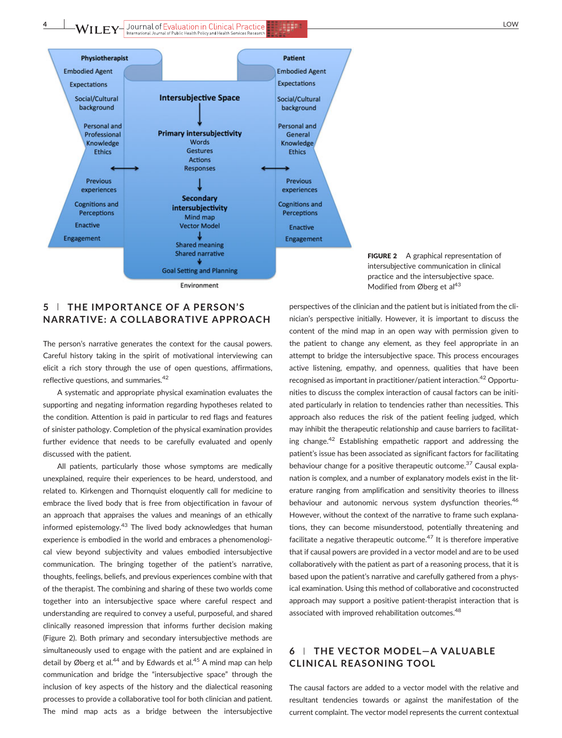Physiotherapist
Embodied Agent
Expectations
Social/Cultural background
Personal and Professional Knowledge Ethics
Previous experiences
Cognitions and Perceptions
Enactive
Engagement

Intersubjective Space
Primary intersubjectivity
Words
Gestures
Actions
Responses
Secondary intersubjectivity
Mind map
Vector Model
Shared meaning
Shared narrative
Goal Setting and Planning

Patient
Embodied Agent
Expectations
Social/Cultural background
Personal and General Knowledge Ethics
Previous experiences
Cognitions and Perceptions
Enactive
Engagement

Environment

**FIGURE 2** A graphical representation of intersubjective communication in clinical practice and the intersubjective space. Modified from Øberg et al[43]

## 5 | THE IMPORTANCE OF A PERSON'S NARRATIVE: A COLLABORATIVE APPROACH

The person's narrative generates the context for the causal powers. Careful history taking in the spirit of motivational interviewing can elicit a rich story through the use of open questions, affirmations, reflective questions, and summaries.[42]

A systematic and appropriate physical examination evaluates the supporting and negating information regarding hypotheses related to the condition. Attention is paid in particular to red flags and features of sinister pathology. Completion of the physical examination provides further evidence that needs to be carefully evaluated and openly discussed with the patient.

All patients, particularly those whose symptoms are medically unexplained, require their experiences to be heard, understood, and related to. Kirkengen and Thornquist eloquently call for medicine to embrace the lived body that is free from objectification in favour of an approach that appraises the values and meanings of an ethically informed epistemology.[43] The lived body acknowledges that human experience is embodied in the world and embraces a phenomenological view beyond subjectivity and values embodied intersubjective communication. The bringing together of the patient's narrative, thoughts, feelings, beliefs, and previous experiences combine with that of the therapist. The combining and sharing of these two worlds come together into an intersubjective space where careful respect and understanding are required to convey a useful, purposeful, and shared clinically reasoned impression that informs further decision making (Figure 2). Both primary and secondary intersubjective methods are simultaneously used to engage with the patient and are explained in detail by Øberg et al.[44] and by Edwards et al.[45] A mind map can help communication and bridge the "intersubjective space" through the inclusion of key aspects of the history and the dialectical reasoning processes to provide a collaborative tool for both clinician and patient. The mind map acts as a bridge between the intersubjective perspectives of the clinician and the patient but is initiated from the clinician's perspective initially. However, it is important to discuss the content of the mind map in an open way with permission given to the patient to change any element, as they feel appropriate in an attempt to bridge the intersubjective space. This process encourages active listening, empathy, and openness, qualities that have been recognised as important in practitioner/patient interaction.[42] Opportunities to discuss the complex interaction of causal factors can be initiated particularly in relation to tendencies rather than necessities. This approach also reduces the risk of the patient feeling judged, which may inhibit the therapeutic relationship and cause barriers to facilitating change.[42] Establishing empathetic rapport and addressing the patient's issue has been associated as significant factors for facilitating behaviour change for a positive therapeutic outcome.[37] Causal explanation is complex, and a number of explanatory models exist in the literature ranging from amplification and sensitivity theories to illness behaviour and autonomic nervous system dysfunction theories.[46] However, without the context of the narrative to frame such explanations, they can become misunderstood, potentially threatening and facilitate a negative therapeutic outcome.[47] It is therefore imperative that if causal powers are provided in a vector model and are to be used collaboratively with the patient as part of a reasoning process, that it is based upon the patient's narrative and carefully gathered from a physical examination. Using this method of collaborative and coconstructed approach may support a positive patient-therapist interaction that is associated with improved rehabilitation outcomes.[48]

## 6 | THE VECTOR MODEL—A VALUABLE CLINICAL REASONING TOOL

The causal factors are added to a vector model with the relative and resultant tendencies towards or against the manifestation of the current complaint. The vector model represents the current contextual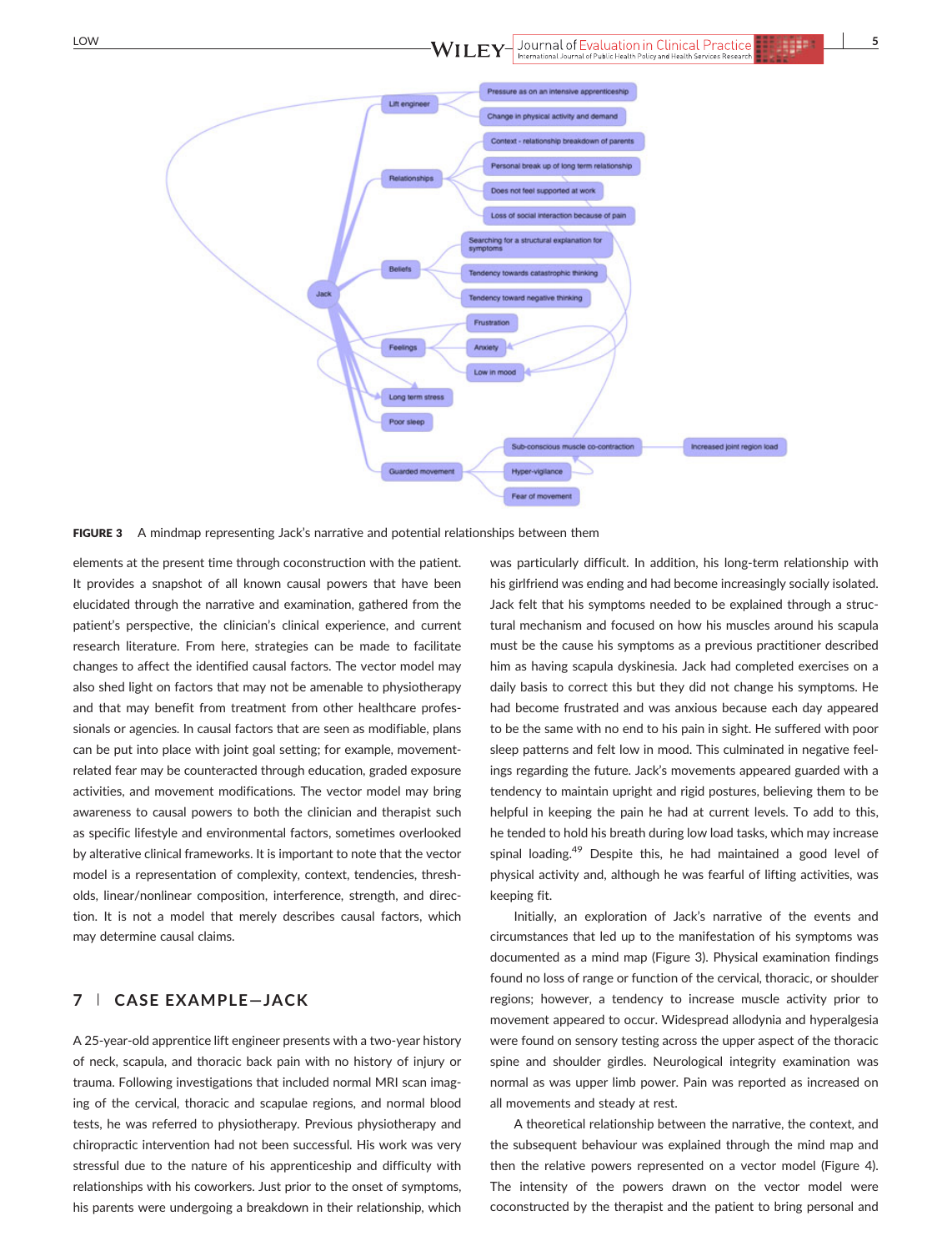FIGURE 3 A mindmap representing Jack's narrative and potential relationships between them

elements at the present time through coconstruction with the patient. It provides a snapshot of all known causal powers that have been elucidated through the narrative and examination, gathered from the patient's perspective, the clinician's clinical experience, and current research literature. From here, strategies can be made to facilitate changes to affect the identified causal factors. The vector model may also shed light on factors that may not be amenable to physiotherapy and that may benefit from treatment from other healthcare professionals or agencies. In causal factors that are seen as modifiable, plans can be put into place with joint goal setting; for example, movement-related fear may be counteracted through education, graded exposure activities, and movement modifications. The vector model may bring awareness to causal powers to both the clinician and therapist such as specific lifestyle and environmental factors, sometimes overlooked by alterative clinical frameworks. It is important to note that the vector model is a representation of complexity, context, tendencies, thresholds, linear/nonlinear composition, interference, strength, and direction. It is not a model that merely describes causal factors, which may determine causal claims.

## 7 | CASE EXAMPLE—JACK

A 25-year-old apprentice lift engineer presents with a two-year history of neck, scapula, and thoracic back pain with no history of injury or trauma. Following investigations that included normal MRI scan imaging of the cervical, thoracic and scapulae regions, and normal blood tests, he was referred to physiotherapy. Previous physiotherapy and chiropractic intervention had not been successful. His work was very stressful due to the nature of his apprenticeship and difficulty with relationships with his coworkers. Just prior to the onset of symptoms, his parents were undergoing a breakdown in their relationship, which was particularly difficult. In addition, his long-term relationship with his girlfriend was ending and had become increasingly socially isolated. Jack felt that his symptoms needed to be explained through a structural mechanism and focused on how his muscles around his scapula must be the cause his symptoms as a previous practitioner described him as having scapula dyskinesia. Jack had completed exercises on a daily basis to correct this but they did not change his symptoms. He had become frustrated and was anxious because each day appeared to be the same with no end to his pain in sight. He suffered with poor sleep patterns and felt low in mood. This culminated in negative feelings regarding the future. Jack's movements appeared guarded with a tendency to maintain upright and rigid postures, believing them to be helpful in keeping the pain he had at current levels. To add to this, he tended to hold his breath during low load tasks, which may increase spinal loading.[49] Despite this, he had maintained a good level of physical activity and, although he was fearful of lifting activities, was keeping fit.

Initially, an exploration of Jack's narrative of the events and circumstances that led up to the manifestation of his symptoms was documented as a mind map (Figure 3). Physical examination findings found no loss of range or function of the cervical, thoracic, or shoulder regions; however, a tendency to increase muscle activity prior to movement appeared to occur. Widespread allodynia and hyperalgesia were found on sensory testing across the upper aspect of the thoracic spine and shoulder girdles. Neurological integrity examination was normal as was upper limb power. Pain was reported as increased on all movements and steady at rest.

A theoretical relationship between the narrative, the context, and the subsequent behaviour was explained through the mind map and then the relative powers represented on a vector model (Figure 4). The intensity of the powers drawn on the vector model were coconstructed by the therapist and the patient to bring personal and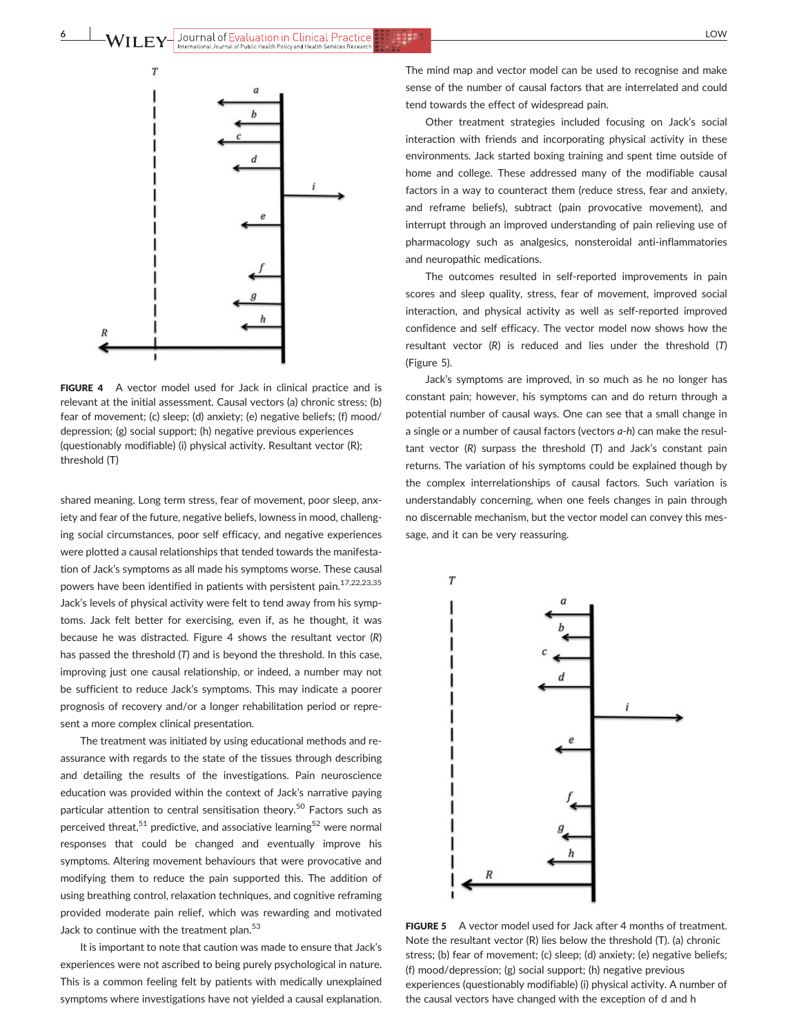FIGURE 4 A vector model used for Jack in clinical practice and is relevant at the initial assessment. Causal vectors (a) chronic stress; (b) fear of movement; (c) sleep; (d) anxiety; (e) negative beliefs; (f) mood/depression; (g) social support; (h) negative previous experiences (questionably modifiable) (i) physical activity. Resultant vector (R); threshold (T)

shared meaning. Long term stress, fear of movement, poor sleep, anxiety and fear of the future, negative beliefs, lowness in mood, challenging social circumstances, poor self efficacy, and negative experiences were plotted a causal relationships that tended towards the manifestation of Jack's symptoms as all made his symptoms worse. These causal powers have been identified in patients with persistent pain.[17,22,23,35] Jack's levels of physical activity were felt to tend away from his symptoms. Jack felt better for exercising, even if, as he thought, it was because he was distracted. Figure 4 shows the resultant vector (*R*) has passed the threshold (*T*) and is beyond the threshold. In this case, improving just one causal relationship, or indeed, a number may not be sufficient to reduce Jack's symptoms. This may indicate a poorer prognosis of recovery and/or a longer rehabilitation period or represent a more complex clinical presentation.

The treatment was initiated by using educational methods and reassurance with regards to the state of the tissues through describing and detailing the results of the investigations. Pain neuroscience education was provided within the context of Jack's narrative paying particular attention to central sensitisation theory.[50] Factors such as perceived threat,[51] predictive, and associative learning[52] were normal responses that could be changed and eventually improve his symptoms. Altering movement behaviours that were provocative and modifying them to reduce the pain supported this. The addition of using breathing control, relaxation techniques, and cognitive reframing provided moderate pain relief, which was rewarding and motivated Jack to continue with the treatment plan.[53]

It is important to note that caution was made to ensure that Jack's experiences were not ascribed to being purely psychological in nature. This is a common feeling felt by patients with medically unexplained symptoms where investigations have not yielded a causal explanation. The mind map and vector model can be used to recognise and make sense of the number of causal factors that are interrelated and could tend towards the effect of widespread pain.

Other treatment strategies included focusing on Jack's social interaction with friends and incorporating physical activity in these environments. Jack started boxing training and spent time outside of home and college. These addressed many of the modifiable causal factors in a way to counteract them (reduce stress, fear and anxiety, and reframe beliefs), subtract (pain provocative movement), and interrupt through an improved understanding of pain relieving use of pharmacology such as analgesics, nonsteroidal anti-inflammatories and neuropathic medications.

The outcomes resulted in self-reported improvements in pain scores and sleep quality, stress, fear of movement, improved social interaction, and physical activity as well as self-reported improved confidence and self efficacy. The vector model now shows how the resultant vector (*R*) is reduced and lies under the threshold (*T*) (Figure 5).

Jack's symptoms are improved, in so much as he no longer has constant pain; however, his symptoms can and do return through a potential number of causal ways. One can see that a small change in a single or a number of causal factors (vectors *a-h*) can make the resultant vector (*R*) surpass the threshold (T) and Jack's constant pain returns. The variation of his symptoms could be explained though by the complex interrelationships of causal factors. Such variation is understandably concerning, when one feels changes in pain through no discernable mechanism, but the vector model can convey this message, and it can be very reassuring.

FIGURE 5 A vector model used for Jack after 4 months of treatment. Note the resultant vector (R) lies below the threshold (T). (a) chronic stress; (b) fear of movement; (c) sleep; (d) anxiety; (e) negative beliefs; (f) mood/depression; (g) social support; (h) negative previous experiences (questionably modifiable) (i) physical activity. A number of the causal vectors have changed with the exception of d and h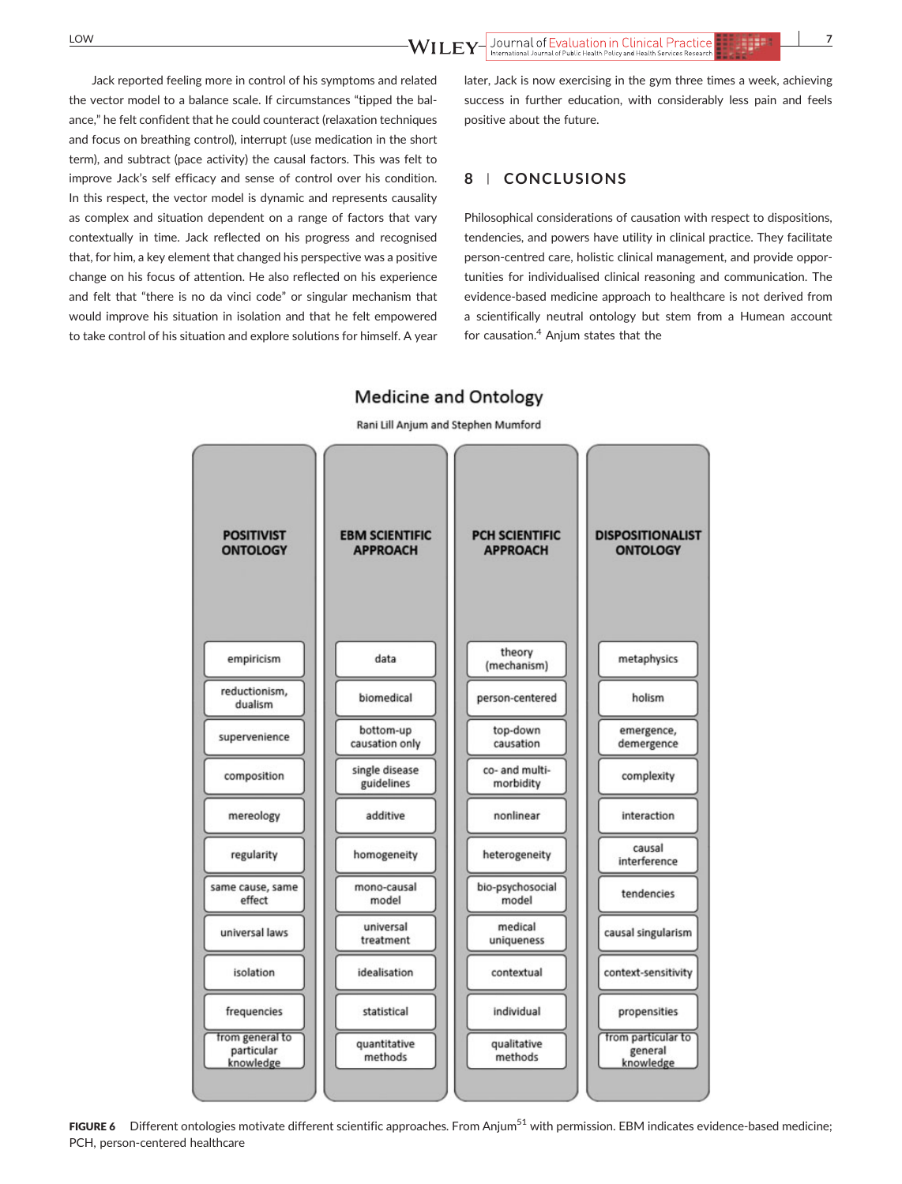Jack reported feeling more in control of his symptoms and related the vector model to a balance scale. If circumstances "tipped the balance," he felt confident that he could counteract (relaxation techniques and focus on breathing control), interrupt (use medication in the short term), and subtract (pace activity) the causal factors. This was felt to improve Jack's self efficacy and sense of control over his condition. In this respect, the vector model is dynamic and represents causality as complex and situation dependent on a range of factors that vary contextually in time. Jack reflected on his progress and recognised that, for him, a key element that changed his perspective was a positive change on his focus of attention. He also reflected on his experience and felt that "there is no da vinci code" or singular mechanism that would improve his situation in isolation and that he felt empowered to take control of his situation and explore solutions for himself. A year later, Jack is now exercising in the gym three times a week, achieving success in further education, with considerably less pain and feels positive about the future.

## 8 | CONCLUSIONS

Philosophical considerations of causation with respect to dispositions, tendencies, and powers have utility in clinical practice. They facilitate person-centred care, holistic clinical management, and provide opportunities for individualised clinical reasoning and communication. The evidence-based medicine approach to healthcare is not derived from a scientifically neutral ontology but stem from a Humean account for causation.[4] Anjum states that the

**Medicine and Ontology**

Rani Lill Anjum and Stephen Mumford

| POSITIVIST ONTOLOGY | EBM SCIENTIFIC APPROACH | PCH SCIENTIFIC APPROACH | DISPOSITIONALIST ONTOLOGY |
|---|---|---|---|
| empiricism | data | theory (mechanism) | metaphysics |
| reductionism, dualism | biomedical | person-centered | holism |
| supervenience | bottom-up causation only | top-down causation | emergence, demergence |
| composition | single disease guidelines | co- and multi-morbidity | complexity |
| mereology | additive | nonlinear | interaction |
| regularity | homogeneity | heterogeneity | causal interference |
| same cause, same effect | mono-causal model | bio-psychosocial model | tendencies |
| universal laws | universal treatment | medical uniqueness | causal singularism |
| isolation | idealisation | contextual | context-sensitivity |
| frequencies | statistical | individual | propensities |
| from general to particular knowledge | quantitative methods | qualitative methods | from particular to general knowledge |

**FIGURE 6** Different ontologies motivate different scientific approaches. From Anjum[51] with permission. EBM indicates evidence-based medicine; PCH, person-centered healthcare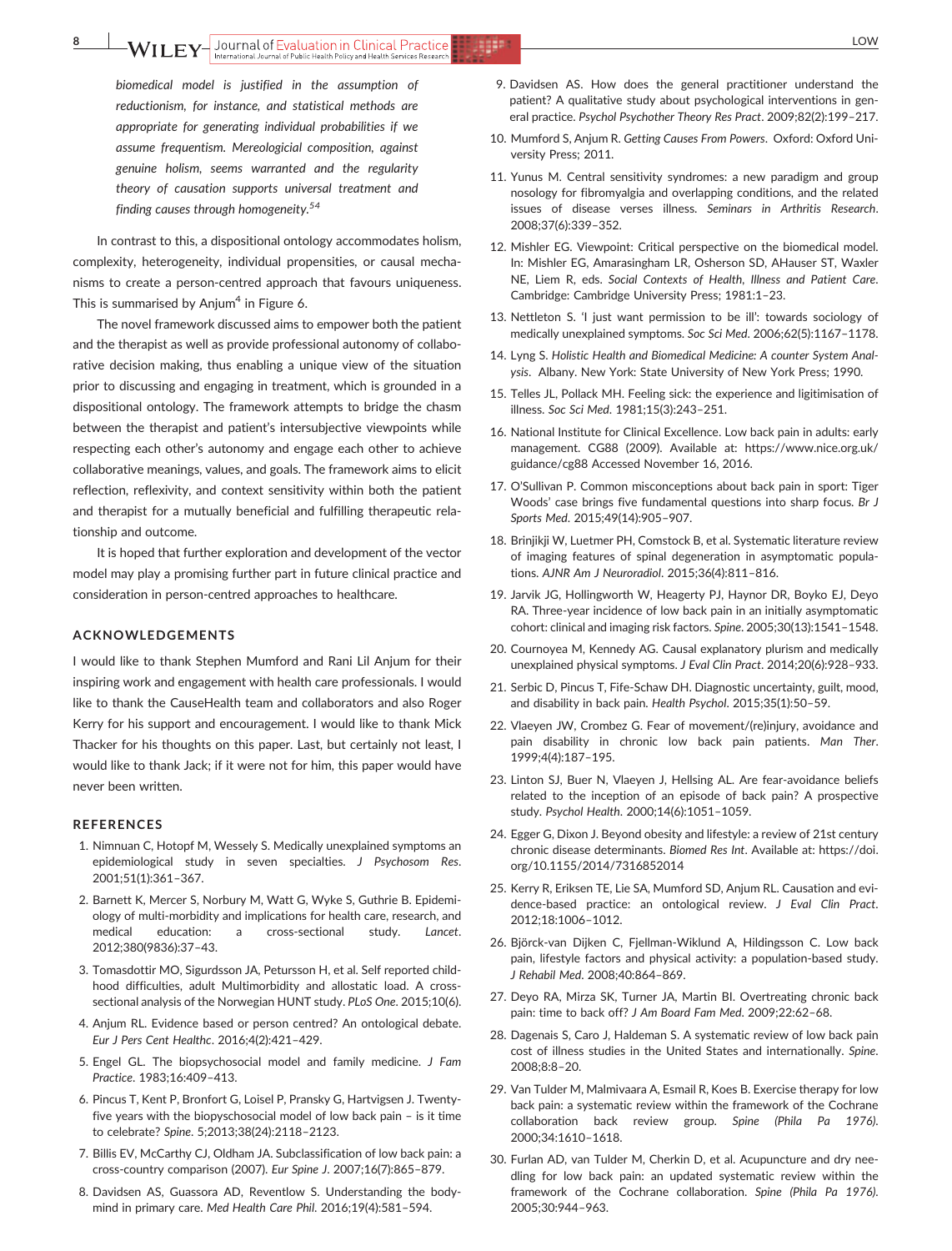*biomedical model is justified in the assumption of reductionism, for instance, and statistical methods are appropriate for generating individual probabilities if we assume frequentism. Mereologicial composition, against genuine holism, seems warranted and the regularity theory of causation supports universal treatment and finding causes through homogeneity.*[54]

In contrast to this, a dispositional ontology accommodates holism, complexity, heterogeneity, individual propensities, or causal mechanisms to create a person-centred approach that favours uniqueness. This is summarised by Anjum[4] in Figure 6.

The novel framework discussed aims to empower both the patient and the therapist as well as provide professional autonomy of collaborative decision making, thus enabling a unique view of the situation prior to discussing and engaging in treatment, which is grounded in a dispositional ontology. The framework attempts to bridge the chasm between the therapist and patient's intersubjective viewpoints while respecting each other's autonomy and engage each other to achieve collaborative meanings, values, and goals. The framework aims to elicit reflection, reflexivity, and context sensitivity within both the patient and therapist for a mutually beneficial and fulfilling therapeutic relationship and outcome.

It is hoped that further exploration and development of the vector model may play a promising further part in future clinical practice and consideration in person-centred approaches to healthcare.

## ACKNOWLEDGEMENTS

I would like to thank Stephen Mumford and Rani Lil Anjum for their inspiring work and engagement with health care professionals. I would like to thank the CauseHealth team and collaborators and also Roger Kerry for his support and encouragement. I would like to thank Mick Thacker for his thoughts on this paper. Last, but certainly not least, I would like to thank Jack; if it were not for him, this paper would have never been written.

## REFERENCES

1. Nimnuan C, Hotopf M, Wessely S. Medically unexplained symptoms an epidemiological study in seven specialties. *J Psychosom Res*. 2001;51(1):361–367.
2. Barnett K, Mercer S, Norbury M, Watt G, Wyke S, Guthrie B. Epidemiology of multi-morbidity and implications for health care, research, and medical education: a cross-sectional study. *Lancet*. 2012;380(9836):37–43.
3. Tomasdottir MO, Sigurdsson JA, Petursson H, et al. Self reported childhood difficulties, adult Multimorbidity and allostatic load. A cross-sectional analysis of the Norwegian HUNT study. *PLoS One*. 2015;10(6).
4. Anjum RL. Evidence based or person centred? An ontological debate. *Eur J Pers Cent Healthc*. 2016;4(2):421–429.
5. Engel GL. The biopsychosocial model and family medicine. *J Fam Practice*. 1983;16:409–413.
6. Pincus T, Kent P, Bronfort G, Loisel P, Pransky G, Hartvigsen J. Twenty-five years with the biopyschosocial model of low back pain – is it time to celebrate? *Spine*. 5;2013;38(24):2118–2123.
7. Billis EV, McCarthy CJ, Oldham JA. Subclassification of low back pain: a cross-country comparison (2007). *Eur Spine J*. 2007;16(7):865–879.
8. Davidsen AS, Guassora AD, Reventlow S. Understanding the body-mind in primary care. *Med Health Care Phil*. 2016;19(4):581–594.
9. Davidsen AS. How does the general practitioner understand the patient? A qualitative study about psychological interventions in general practice. *Psychol Psychother Theory Res Pract*. 2009;82(2):199–217.
10. Mumford S, Anjum R. *Getting Causes From Powers*. Oxford: Oxford University Press; 2011.
11. Yunus M. Central sensitivity syndromes: a new paradigm and group nosology for fibromyalgia and overlapping conditions, and the related issues of disease verses illness. *Seminars in Arthritis Research*. 2008;37(6):339–352.
12. Mishler EG. Viewpoint: Critical perspective on the biomedical model. In: Mishler EG, Amarasingham LR, Osherson SD, AHauser ST, Waxler NE, Liem R, eds. *Social Contexts of Health, Illness and Patient Care*. Cambridge: Cambridge University Press; 1981:1–23.
13. Nettleton S. 'I just want permission to be ill': towards sociology of medically unexplained symptoms. *Soc Sci Med*. 2006;62(5):1167–1178.
14. Lyng S. *Holistic Health and Biomedical Medicine: A counter System Analysis*. Albany. New York: State University of New York Press; 1990.
15. Telles JL, Pollack MH. Feeling sick: the experience and ligitimisation of illness. *Soc Sci Med*. 1981;15(3):243–251.
16. National Institute for Clinical Excellence. Low back pain in adults: early management. CG88 (2009). Available at: https://www.nice.org.uk/guidance/cg88 Accessed November 16, 2016.
17. O'Sullivan P. Common misconceptions about back pain in sport: Tiger Woods' case brings five fundamental questions into sharp focus. *Br J Sports Med*. 2015;49(14):905–907.
18. Brinjikji W, Luetmer PH, Comstock B, et al. Systematic literature review of imaging features of spinal degeneration in asymptomatic populations. *AJNR Am J Neuroradiol*. 2015;36(4):811–816.
19. Jarvik JG, Hollingworth W, Heagerty PJ, Haynor DR, Boyko EJ, Deyo RA. Three-year incidence of low back pain in an initially asymptomatic cohort: clinical and imaging risk factors. *Spine*. 2005;30(13):1541–1548.
20. Cournoyea M, Kennedy AG. Causal explanatory plurism and medically unexplained physical symptoms. *J Eval Clin Pract*. 2014;20(6):928–933.
21. Serbic D, Pincus T, Fife-Schaw DH. Diagnostic uncertainty, guilt, mood, and disability in back pain. *Health Psychol*. 2015;35(1):50–59.
22. Vlaeyen JW, Crombez G. Fear of movement/(re)injury, avoidance and pain disability in chronic low back pain patients. *Man Ther*. 1999;4(4):187–195.
23. Linton SJ, Buer N, Vlaeyen J, Hellsing AL. Are fear-avoidance beliefs related to the inception of an episode of back pain? A prospective study. *Psychol Health*. 2000;14(6):1051–1059.
24. Egger G, Dixon J. Beyond obesity and lifestyle: a review of 21st century chronic disease determinants. *Biomed Res Int*. Available at: https://doi.org/10.1155/2014/7316852014
25. Kerry R, Eriksen TE, Lie SA, Mumford SD, Anjum RL. Causation and evidence-based practice: an ontological review. *J Eval Clin Pract*. 2012;18:1006–1012.
26. Björck-van Dijken C, Fjellman-Wiklund A, Hildingsson C. Low back pain, lifestyle factors and physical activity: a population-based study. *J Rehabil Med*. 2008;40:864–869.
27. Deyo RA, Mirza SK, Turner JA, Martin BI. Overtreating chronic back pain: time to back off? *J Am Board Fam Med*. 2009;22:62–68.
28. Dagenais S, Caro J, Haldeman S. A systematic review of low back pain cost of illness studies in the United States and internationally. *Spine*. 2008;8:8–20.
29. Van Tulder M, Malmivaara A, Esmail R, Koes B. Exercise therapy for low back pain: a systematic review within the framework of the Cochrane collaboration back review group. *Spine (Phila Pa 1976)*. 2000;34:1610–1618.
30. Furlan AD, van Tulder M, Cherkin D, et al. Acupuncture and dry needling for low back pain: an updated systematic review within the framework of the Cochrane collaboration. *Spine (Phila Pa 1976)*. 2005;30:944–963.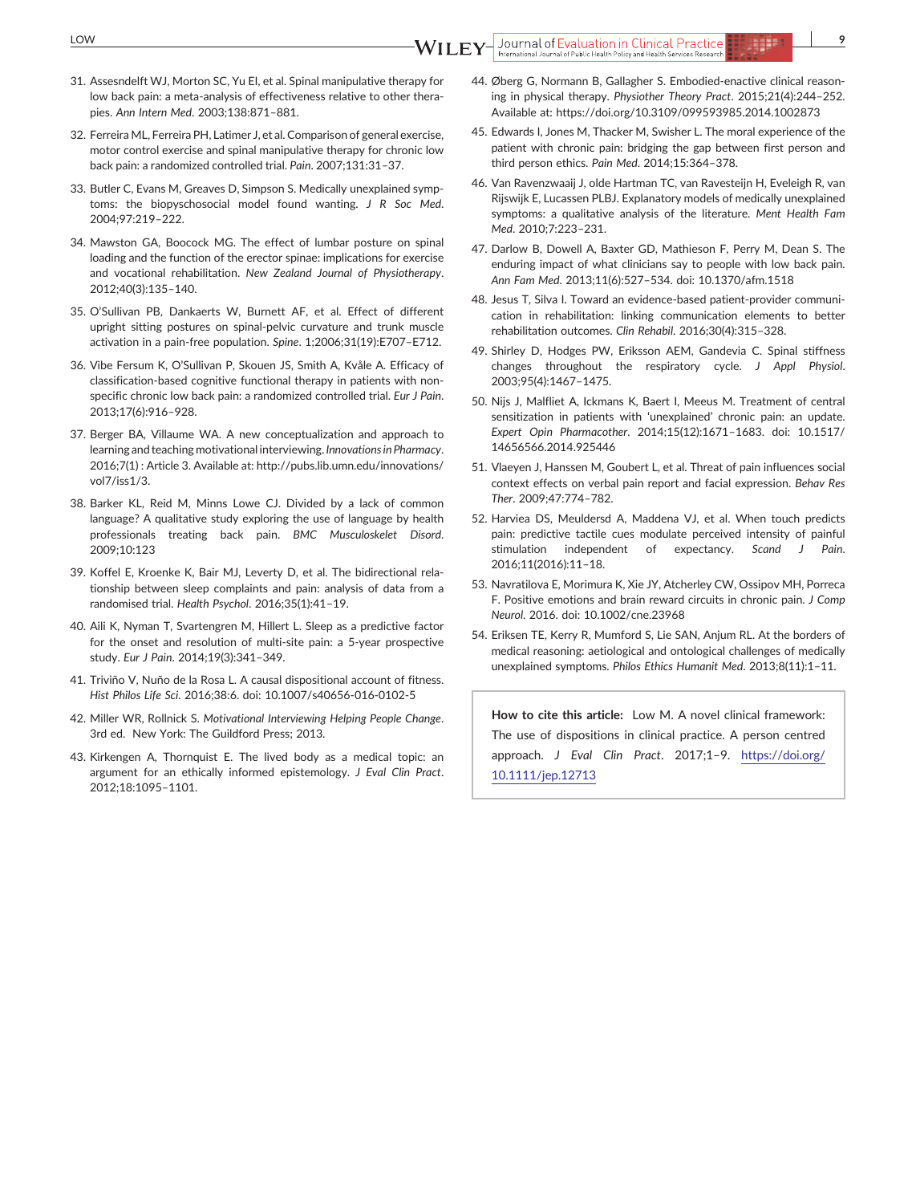31. Assesndelft WJ, Morton SC, Yu EI, et al. Spinal manipulative therapy for low back pain: a meta-analysis of effectiveness relative to other therapies. *Ann Intern Med*. 2003;138:871–881.

32. Ferreira ML, Ferreira PH, Latimer J, et al. Comparison of general exercise, motor control exercise and spinal manipulative therapy for chronic low back pain: a randomized controlled trial. *Pain*. 2007;131:31–37.

33. Butler C, Evans M, Greaves D, Simpson S. Medically unexplained symptoms: the biopsychosocial model found wanting. *J R Soc Med*. 2004;97:219–222.

34. Mawston GA, Boocock MG. The effect of lumbar posture on spinal loading and the function of the erector spinae: implications for exercise and vocational rehabilitation. *New Zealand Journal of Physiotherapy*. 2012;40(3):135–140.

35. O'Sullivan PB, Dankaerts W, Burnett AF, et al. Effect of different upright sitting postures on spinal-pelvic curvature and trunk muscle activation in a pain-free population. *Spine*. 1;2006;31(19):E707–E712.

36. Vibe Fersum K, O'Sullivan P, Skouen JS, Smith A, Kvåle A. Efficacy of classification-based cognitive functional therapy in patients with non-specific chronic low back pain: a randomized controlled trial. *Eur J Pain*. 2013;17(6):916–928.

37. Berger BA, Villaume WA. A new conceptualization and approach to learning and teaching motivational interviewing. *Innovations in Pharmacy*. 2016;7(1) : Article 3. Available at: http://pubs.lib.umn.edu/innovations/vol7/iss1/3.

38. Barker KL, Reid M, Minns Lowe CJ. Divided by a lack of common language? A qualitative study exploring the use of language by health professionals treating back pain. *BMC Musculoskelet Disord*. 2009;10:123

39. Koffel E, Kroenke K, Bair MJ, Leverty D, et al. The bidirectional relationship between sleep complaints and pain: analysis of data from a randomised trial. *Health Psychol*. 2016;35(1):41–19.

40. Aili K, Nyman T, Svartengren M, Hillert L. Sleep as a predictive factor for the onset and resolution of multi-site pain: a 5-year prospective study. *Eur J Pain*. 2014;19(3):341–349.

41. Triviño V, Nuño de la Rosa L. A causal dispositional account of fitness. *Hist Philos Life Sci*. 2016;38:6. doi: 10.1007/s40656-016-0102-5

42. Miller WR, Rollnick S. *Motivational Interviewing Helping People Change*. 3rd ed. New York: The Guildford Press; 2013.

43. Kirkengen A, Thornquist E. The lived body as a medical topic: an argument for an ethically informed epistemology. *J Eval Clin Pract*. 2012;18:1095–1101.

44. Øberg G, Normann B, Gallagher S. Embodied-enactive clinical reasoning in physical therapy. *Physiother Theory Pract*. 2015;21(4):244–252. Available at: https://doi.org/10.3109/099593985.2014.1002873

45. Edwards I, Jones M, Thacker M, Swisher L. The moral experience of the patient with chronic pain: bridging the gap between first person and third person ethics. *Pain Med*. 2014;15:364–378.

46. Van Ravenzwaaij J, olde Hartman TC, van Ravesteijn H, Eveleigh R, van Rijswijk E, Lucassen PLBJ. Explanatory models of medically unexplained symptoms: a qualitative analysis of the literature. *Ment Health Fam Med*. 2010;7:223–231.

47. Darlow B, Dowell A, Baxter GD, Mathieson F, Perry M, Dean S. The enduring impact of what clinicians say to people with low back pain. *Ann Fam Med*. 2013;11(6):527–534. doi: 10.1370/afm.1518

48. Jesus T, Silva I. Toward an evidence-based patient-provider communication in rehabilitation: linking communication elements to better rehabilitation outcomes. *Clin Rehabil*. 2016;30(4):315–328.

49. Shirley D, Hodges PW, Eriksson AEM, Gandevia C. Spinal stiffness changes throughout the respiratory cycle. *J Appl Physiol*. 2003;95(4):1467–1475.

50. Nijs J, Malfliet A, Ickmans K, Baert I, Meeus M. Treatment of central sensitization in patients with 'unexplained' chronic pain: an update. *Expert Opin Pharmacother*. 2014;15(12):1671–1683. doi: 10.1517/14656566.2014.925446

51. Vlaeyen J, Hanssen M, Goubert L, et al. Threat of pain influences social context effects on verbal pain report and facial expression. *Behav Res Ther*. 2009;47:774–782.

52. Harviea DS, Meuldersd A, Maddena VJ, et al. When touch predicts pain: predictive tactile cues modulate perceived intensity of painful stimulation independent of expectancy. *Scand J Pain*. 2016;11(2016):11–18.

53. Navratilova E, Morimura K, Xie JY, Atcherley CW, Ossipov MH, Porreca F. Positive emotions and brain reward circuits in chronic pain. *J Comp Neurol*. 2016. doi: 10.1002/cne.23968

54. Eriksen TE, Kerry R, Mumford S, Lie SAN, Anjum RL. At the borders of medical reasoning: aetiological and ontological challenges of medically unexplained symptoms. *Philos Ethics Humanit Med*. 2013;8(11):1–11.

**How to cite this article:** Low M. A novel clinical framework: The use of dispositions in clinical practice. A person centred approach. *J Eval Clin Pract*. 2017;1–9. https://doi.org/10.1111/jep.12713